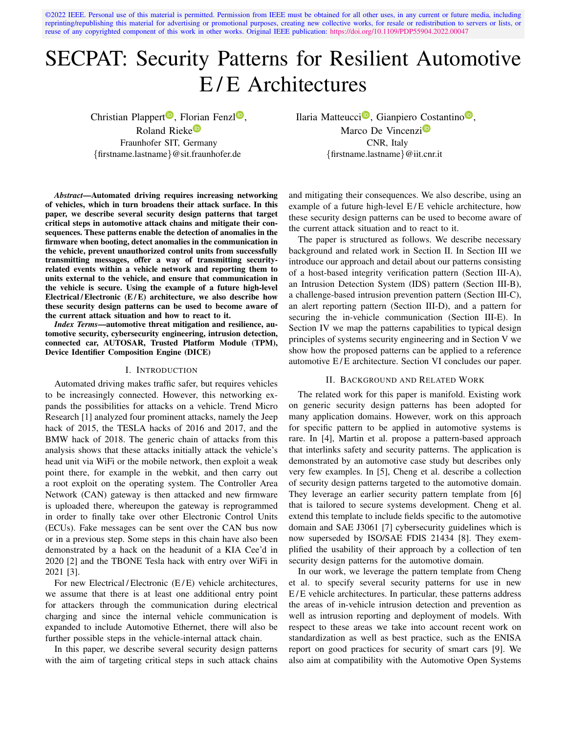©2022 IEEE. Personal use of this material is permitted. Permission from IEEE must be obtained for all other uses, in any current or future media, including reprinting/republishing this material for advertising or promotional purposes, creating new collective works, for resale or redistribution to servers or lists, or reuse of any copyrighted component of this work in other works. Original IEEE publication: https://doi.org/10.1109/PDP55904.2022.00047

# SECPAT: Security Patterns for Resilient Automotive E/E Architectures

Christian Plappert, Florian Fenzl, Roland Rieke
Fraunhofer SIT, Germany
{firstname.lastname}@sit.fraunhofer.de

Ilaria Matteucci, Gianpiero Costantino, Marco De Vincenzi
CNR, Italy
{firstname.lastname}@iit.cnr.it

***Abstract*—Automated driving requires increasing networking of vehicles, which in turn broadens their attack surface. In this paper, we describe several security design patterns that target critical steps in automotive attack chains and mitigate their consequences. These patterns enable the detection of anomalies in the firmware when booting, detect anomalies in the communication in the vehicle, prevent unauthorized control units from successfully transmitting messages, offer a way of transmitting security-related events within a vehicle network and reporting them to units external to the vehicle, and ensure that communication in the vehicle is secure. Using the example of a future high-level Electrical/Electronic (E/E) architecture, we also describe how these security design patterns can be used to become aware of the current attack situation and how to react to it.**

***Index Terms*—automotive threat mitigation and resilience, automotive security, cybersecurity engineering, intrusion detection, connected car, AUTOSAR, Trusted Platform Module (TPM), Device Identifier Composition Engine (DICE)**

## I. Introduction

Automated driving makes traffic safer, but requires vehicles to be increasingly connected. However, this networking expands the possibilities for attacks on a vehicle. Trend Micro Research [1] analyzed four prominent attacks, namely the Jeep hack of 2015, the TESLA hacks of 2016 and 2017, and the BMW hack of 2018. The generic chain of attacks from this analysis shows that these attacks initially attack the vehicle's head unit via WiFi or the mobile network, then exploit a weak point there, for example in the webkit, and then carry out a root exploit on the operating system. The Controller Area Network (CAN) gateway is then attacked and new firmware is uploaded there, whereupon the gateway is reprogrammed in order to finally take over other Electronic Control Units (ECUs). Fake messages can be sent over the CAN bus now or in a previous step. Some steps in this chain have also been demonstrated by a hack on the headunit of a KIA Cee'd in 2020 [2] and the TBONE Tesla hack with entry over WiFi in 2021 [3].

For new Electrical/Electronic (E/E) vehicle architectures, we assume that there is at least one additional entry point for attackers through the communication during electrical charging and since the internal vehicle communication is expanded to include Automotive Ethernet, there will also be further possible steps in the vehicle-internal attack chain.

In this paper, we describe several security design patterns with the aim of targeting critical steps in such attack chains and mitigating their consequences. We also describe, using an example of a future high-level E/E vehicle architecture, how these security design patterns can be used to become aware of the current attack situation and to react to it.

The paper is structured as follows. We describe necessary background and related work in Section II. In Section III we introduce our approach and detail about our patterns consisting of a host-based integrity verification pattern (Section III-A), an Intrusion Detection System (IDS) pattern (Section III-B), a challenge-based intrusion prevention pattern (Section III-C), an alert reporting pattern (Section III-D), and a pattern for securing the in-vehicle communication (Section III-E). In Section IV we map the patterns capabilities to typical design principles of systems security engineering and in Section V we show how the proposed patterns can be applied to a reference automotive E/E architecture. Section VI concludes our paper.

## II. Background and Related Work

The related work for this paper is manifold. Existing work on generic security design patterns has been adopted for many application domains. However, work on this approach for specific pattern to be applied in automotive systems is rare. In [4], Martin et al. propose a pattern-based approach that interlinks safety and security patterns. The application is demonstrated by an automotive case study but describes only very few examples. In [5], Cheng et al. describe a collection of security design patterns targeted to the automotive domain. They leverage an earlier security pattern template from [6] that is tailored to secure systems development. Cheng et al. extend this template to include fields specific to the automotive domain and SAE J3061 [7] cybersecurity guidelines which is now superseded by ISO/SAE FDIS 21434 [8]. They exemplified the usability of their approach by a collection of ten security design patterns for the automotive domain.

In our work, we leverage the pattern template from Cheng et al. to specify several security patterns for use in new E/E vehicle architectures. In particular, these patterns address the areas of in-vehicle intrusion detection and prevention as well as intrusion reporting and deployment of models. With respect to these areas we take into account recent work on standardization as well as best practice, such as the ENISA report on good practices for security of smart cars [9]. We also aim at compatibility with the Automotive Open Systems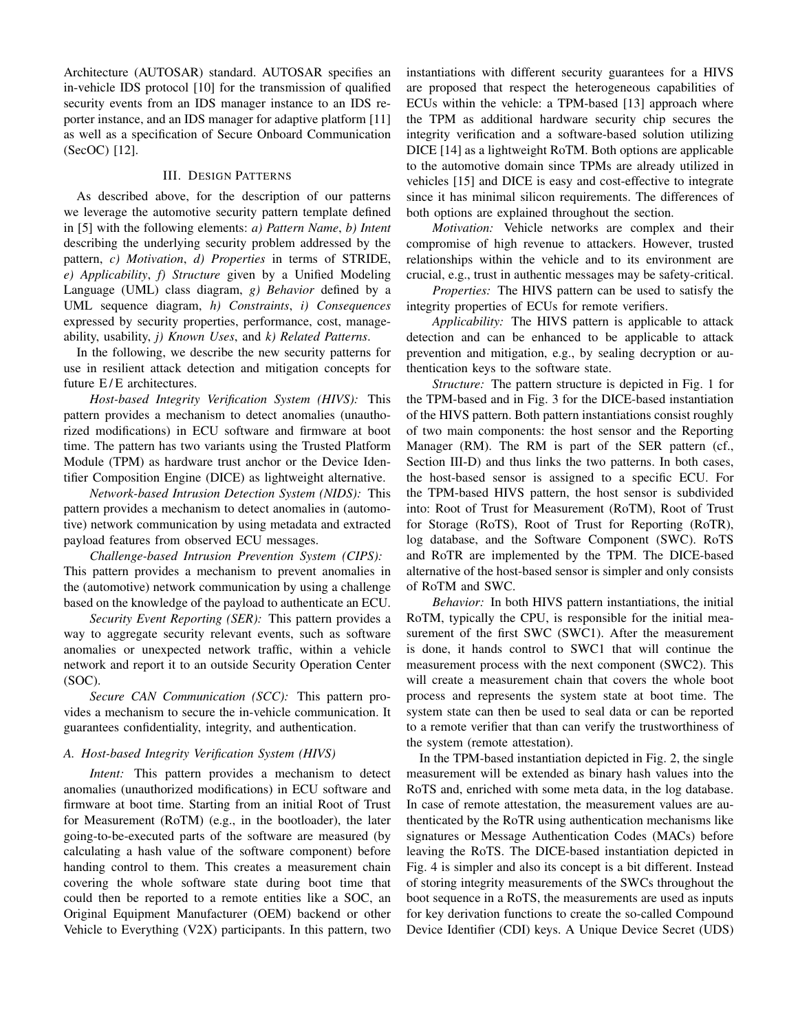Architecture (AUTOSAR) standard. AUTOSAR specifies an in-vehicle IDS protocol [10] for the transmission of qualified security events from an IDS manager instance to an IDS reporter instance, and an IDS manager for adaptive platform [11] as well as a specification of Secure Onboard Communication (SecOC) [12].

## III. Design Patterns

As described above, for the description of our patterns we leverage the automotive security pattern template defined in [5] with the following elements: *a) Pattern Name*, *b) Intent* describing the underlying security problem addressed by the pattern, *c) Motivation*, *d) Properties* in terms of STRIDE, *e) Applicability*, *f) Structure* given by a Unified Modeling Language (UML) class diagram, *g) Behavior* defined by a UML sequence diagram, *h) Constraints*, *i) Consequences* expressed by security properties, performance, cost, manageability, usability, *j) Known Uses*, and *k) Related Patterns*.

In the following, we describe the new security patterns for use in resilient attack detection and mitigation concepts for future E / E architectures.

*Host-based Integrity Verification System (HIVS):* This pattern provides a mechanism to detect anomalies (unauthorized modifications) in ECU software and firmware at boot time. The pattern has two variants using the Trusted Platform Module (TPM) as hardware trust anchor or the Device Identifier Composition Engine (DICE) as lightweight alternative.

*Network-based Intrusion Detection System (NIDS):* This pattern provides a mechanism to detect anomalies in (automotive) network communication by using metadata and extracted payload features from observed ECU messages.

*Challenge-based Intrusion Prevention System (CIPS):* This pattern provides a mechanism to prevent anomalies in the (automotive) network communication by using a challenge based on the knowledge of the payload to authenticate an ECU.

*Security Event Reporting (SER):* This pattern provides a way to aggregate security relevant events, such as software anomalies or unexpected network traffic, within a vehicle network and report it to an outside Security Operation Center (SOC).

*Secure CAN Communication (SCC):* This pattern provides a mechanism to secure the in-vehicle communication. It guarantees confidentiality, integrity, and authentication.

### A. Host-based Integrity Verification System (HIVS)

*Intent:* This pattern provides a mechanism to detect anomalies (unauthorized modifications) in ECU software and firmware at boot time. Starting from an initial Root of Trust for Measurement (RoTM) (e.g., in the bootloader), the later going-to-be-executed parts of the software are measured (by calculating a hash value of the software component) before handing control to them. This creates a measurement chain covering the whole software state during boot time that could then be reported to a remote entities like a SOC, an Original Equipment Manufacturer (OEM) backend or other Vehicle to Everything (V2X) participants. In this pattern, two instantiations with different security guarantees for a HIVS are proposed that respect the heterogeneous capabilities of ECUs within the vehicle: a TPM-based [13] approach where the TPM as additional hardware security chip secures the integrity verification and a software-based solution utilizing DICE [14] as a lightweight RoTM. Both options are applicable to the automotive domain since TPMs are already utilized in vehicles [15] and DICE is easy and cost-effective to integrate since it has minimal silicon requirements. The differences of both options are explained throughout the section.

*Motivation:* Vehicle networks are complex and their compromise of high revenue to attackers. However, trusted relationships within the vehicle and to its environment are crucial, e.g., trust in authentic messages may be safety-critical.

*Properties:* The HIVS pattern can be used to satisfy the integrity properties of ECUs for remote verifiers.

*Applicability:* The HIVS pattern is applicable to attack detection and can be enhanced to be applicable to attack prevention and mitigation, e.g., by sealing decryption or authentication keys to the software state.

*Structure:* The pattern structure is depicted in Fig. 1 for the TPM-based and in Fig. 3 for the DICE-based instantiation of the HIVS pattern. Both pattern instantiations consist roughly of two main components: the host sensor and the Reporting Manager (RM). The RM is part of the SER pattern (cf., Section III-D) and thus links the two patterns. In both cases, the host-based sensor is assigned to a specific ECU. For the TPM-based HIVS pattern, the host sensor is subdivided into: Root of Trust for Measurement (RoTM), Root of Trust for Storage (RoTS), Root of Trust for Reporting (RoTR), log database, and the Software Component (SWC). RoTS and RoTR are implemented by the TPM. The DICE-based alternative of the host-based sensor is simpler and only consists of RoTM and SWC.

*Behavior:* In both HIVS pattern instantiations, the initial RoTM, typically the CPU, is responsible for the initial measurement of the first SWC (SWC1). After the measurement is done, it hands control to SWC1 that will continue the measurement process with the next component (SWC2). This will create a measurement chain that covers the whole boot process and represents the system state at boot time. The system state can then be used to seal data or can be reported to a remote verifier that than can verify the trustworthiness of the system (remote attestation).

In the TPM-based instantiation depicted in Fig. 2, the single measurement will be extended as binary hash values into the RoTS and, enriched with some meta data, in the log database. In case of remote attestation, the measurement values are authenticated by the RoTR using authentication mechanisms like signatures or Message Authentication Codes (MACs) before leaving the RoTS. The DICE-based instantiation depicted in Fig. 4 is simpler and also its concept is a bit different. Instead of storing integrity measurements of the SWCs throughout the boot sequence in a RoTS, the measurements are used as inputs for key derivation functions to create the so-called Compound Device Identifier (CDI) keys. A Unique Device Secret (UDS)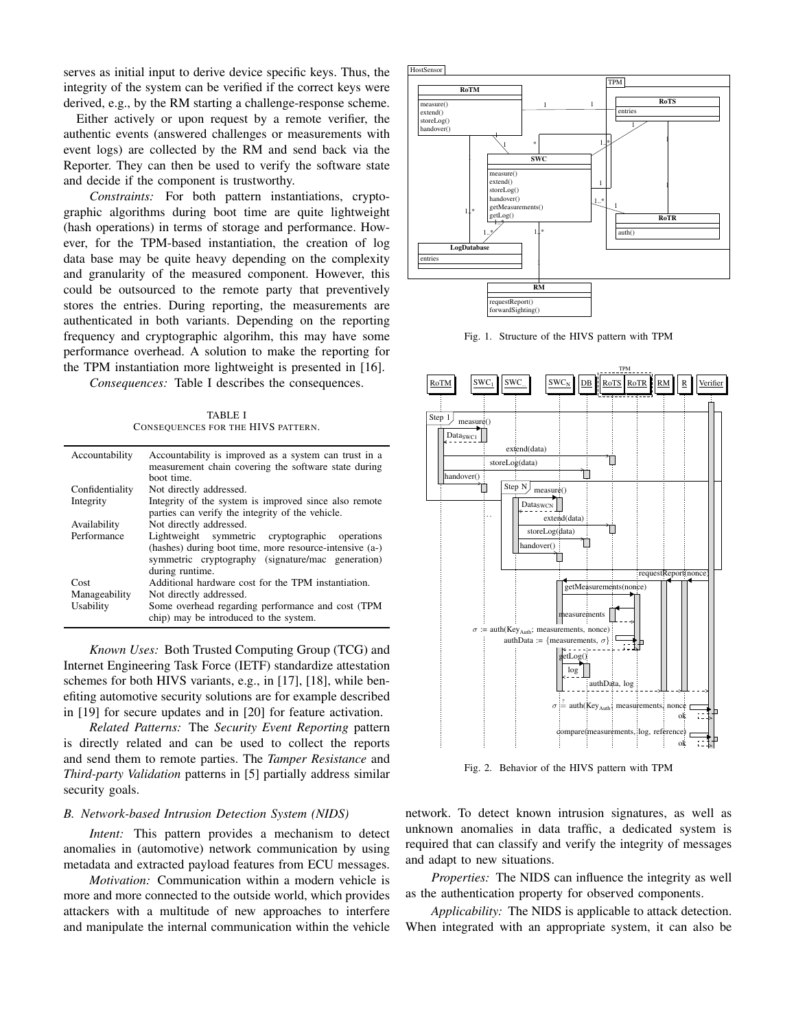serves as initial input to derive device specific keys. Thus, the integrity of the system can be verified if the correct keys were derived, e.g., by the RM starting a challenge-response scheme.

Either actively or upon request by a remote verifier, the authentic events (answered challenges or measurements with event logs) are collected by the RM and send back via the Reporter. They can then be used to verify the software state and decide if the component is trustworthy.

*Constraints:* For both pattern instantiations, cryptographic algorithms during boot time are quite lightweight (hash operations) in terms of storage and performance. However, for the TPM-based instantiation, the creation of log data base may be quite heavy depending on the complexity and granularity of the measured component. However, this could be outsourced to the remote party that preventively stores the entries. During reporting, the measurements are authenticated in both variants. Depending on the reporting frequency and cryptographic algorihm, this may have some performance overhead. A solution to make the reporting for the TPM instantiation more lightweight is presented in [16].

*Consequences:* Table I describes the consequences.

TABLE I
CONSEQUENCES FOR THE HIVS PATTERN.

| | |
|---|---|
| Accountability | Accountability is improved as a system can trust in a measurement chain covering the software state during boot time. |
| Confidentiality | Not directly addressed. |
| Integrity | Integrity of the system is improved since also remote parties can verify the integrity of the vehicle. |
| Availability | Not directly addressed. |
| Performance | Lightweight symmetric cryptographic operations (hashes) during boot time, more resource-intensive (a-)symmetric cryptography (signature/mac generation) during runtime. |
| Cost | Additional hardware cost for the TPM instantiation. |
| Manageability | Not directly addressed. |
| Usability | Some overhead regarding performance and cost (TPM chip) may be introduced to the system. |

*Known Uses:* Both Trusted Computing Group (TCG) and Internet Engineering Task Force (IETF) standardize attestation schemes for both HIVS variants, e.g., in [17], [18], while benefiting automotive security solutions are for example described in [19] for secure updates and in [20] for feature activation.

*Related Patterns:* The *Security Event Reporting* pattern is directly related and can be used to collect the reports and send them to remote parties. The *Tamper Resistance* and *Third-party Validation* patterns in [5] partially address similar security goals.

Fig. 1. Structure of the HIVS pattern with TPM

Fig. 2. Behavior of the HIVS pattern with TPM

### B. Network-based Intrusion Detection System (NIDS)

*Intent:* This pattern provides a mechanism to detect anomalies in (automotive) network communication by using metadata and extracted payload features from ECU messages.

*Motivation:* Communication within a modern vehicle is more and more connected to the outside world, which provides attackers with a multitude of new approaches to interfere and manipulate the internal communication within the vehicle network. To detect known intrusion signatures, as well as unknown anomalies in data traffic, a dedicated system is required that can classify and verify the integrity of messages and adapt to new situations.

*Properties:* The NIDS can influence the integrity as well as the authentication property for observed components.

*Applicability:* The NIDS is applicable to attack detection. When integrated with an appropriate system, it can also be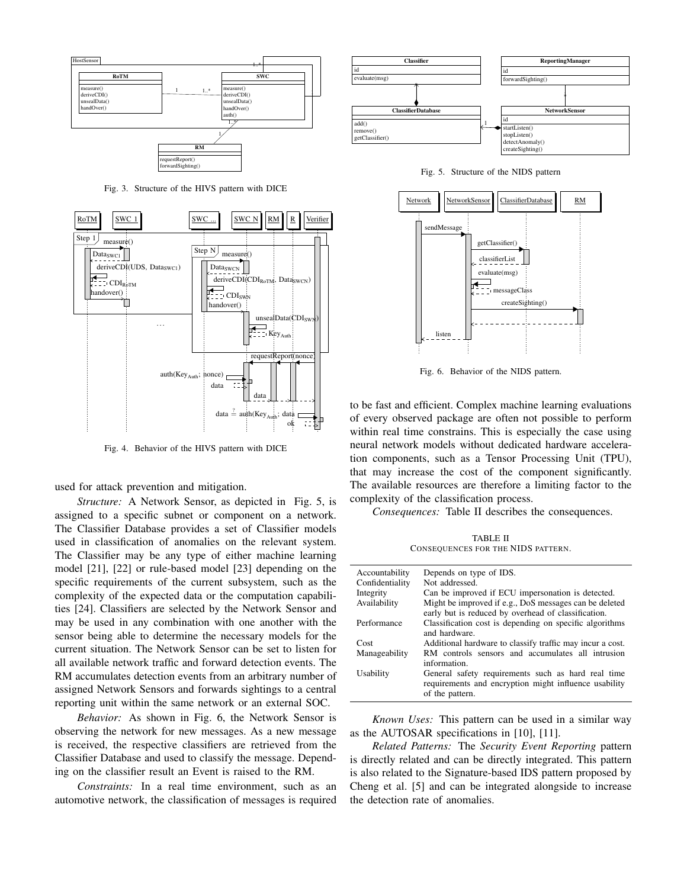Fig. 3. Structure of the HIVS pattern with DICE

Fig. 4. Behavior of the HIVS pattern with DICE

used for attack prevention and mitigation.

*Structure:* A Network Sensor, as depicted in Fig. 5, is assigned to a specific subnet or component on a network. The Classifier Database provides a set of Classifier models used in classification of anomalies on the relevant system. The Classifier may be any type of either machine learning model [21], [22] or rule-based model [23] depending on the specific requirements of the current subsystem, such as the complexity of the expected data or the computation capabilities [24]. Classifiers are selected by the Network Sensor and may be used in any combination with one another with the sensor being able to determine the necessary models for the current situation. The Network Sensor can be set to listen for all available network traffic and forward detection events. The RM accumulates detection events from an arbitrary number of assigned Network Sensors and forwards sightings to a central reporting unit within the same network or an external SOC.

*Behavior:* As shown in Fig. 6, the Network Sensor is observing the network for new messages. As a new message is received, the respective classifiers are retrieved from the Classifier Database and used to classify the message. Depending on the classifier result an Event is raised to the RM.

*Constraints:* In a real time environment, such as an automotive network, the classification of messages is required to be fast and efficient. Complex machine learning evaluations of every observed package are often not possible to perform within real time constrains. This is especially the case using neural network models without dedicated hardware acceleration components, such as a Tensor Processing Unit (TPU), that may increase the cost of the component significantly. The available resources are therefore a limiting factor to the complexity of the classification process.

Fig. 5. Structure of the NIDS pattern

Fig. 6. Behavior of the NIDS pattern.

*Consequences:* Table II describes the consequences.

TABLE II
CONSEQUENCES FOR THE NIDS PATTERN.

| | |
|---|---|
| Accountability | Depends on type of IDS. |
| Confidentiality | Not addressed. |
| Integrity | Can be improved if ECU impersonation is detected. |
| Availability | Might be improved if e.g., DoS messages can be deleted early but is reduced by overhead of classification. |
| Performance | Classification cost is depending on specific algorithms and hardware. |
| Cost | Additional hardware to classify traffic may incur a cost. |
| Manageability | RM controls sensors and accumulates all intrusion information. |
| Usability | General safety requirements such as hard real time requirements and encryption might influence usability of the pattern. |

*Known Uses:* This pattern can be used in a similar way as the AUTOSAR specifications in [10], [11].

*Related Patterns:* The *Security Event Reporting* pattern is directly related and can be directly integrated. This pattern is also related to the Signature-based IDS pattern proposed by Cheng et al. [5] and can be integrated alongside to increase the detection rate of anomalies.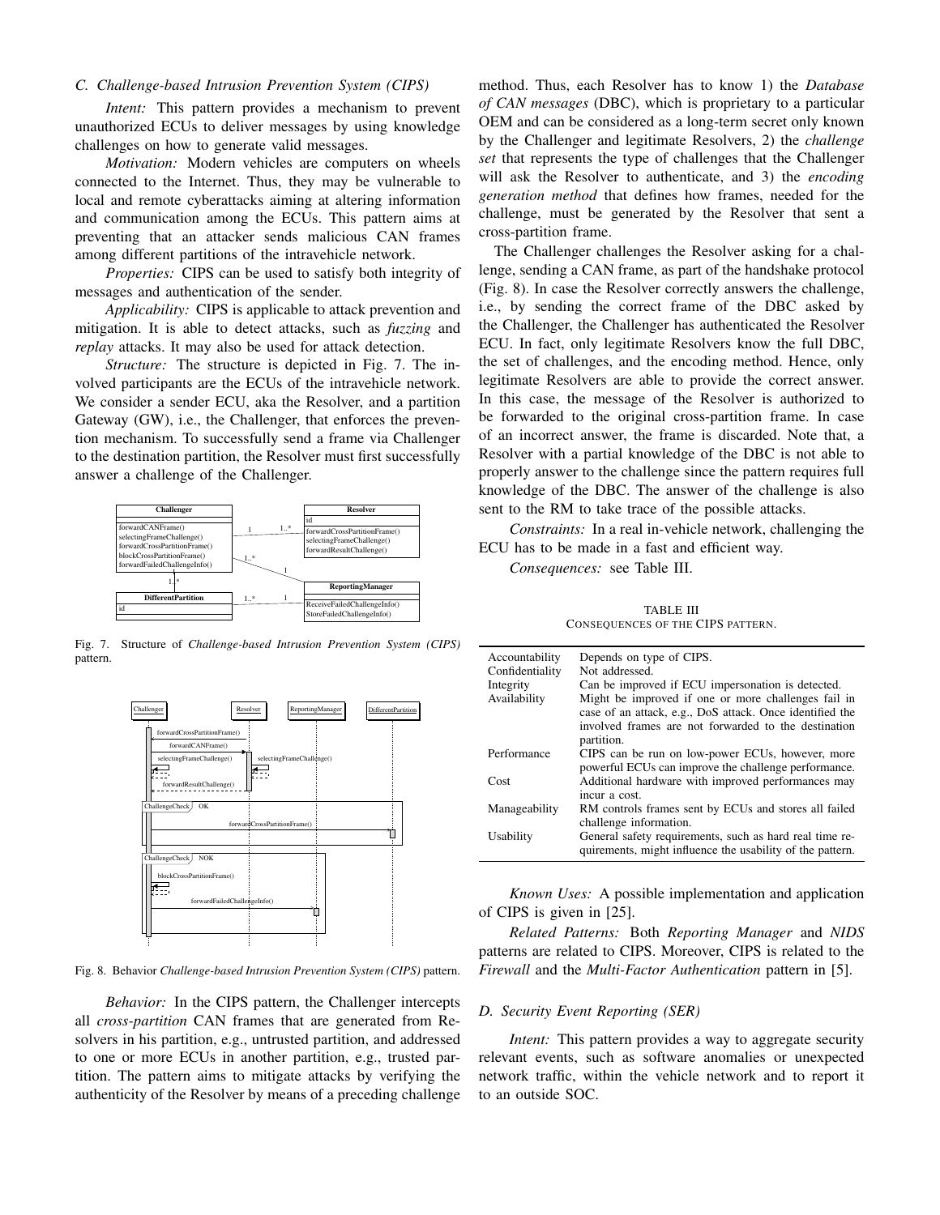### C. Challenge-based Intrusion Prevention System (CIPS)

*Intent:* This pattern provides a mechanism to prevent unauthorized ECUs to deliver messages by using knowledge challenges on how to generate valid messages.

*Motivation:* Modern vehicles are computers on wheels connected to the Internet. Thus, they may be vulnerable to local and remote cyberattacks aiming at altering information and communication among the ECUs. This pattern aims at preventing that an attacker sends malicious CAN frames among different partitions of the intravehicle network.

*Properties:* CIPS can be used to satisfy both integrity of messages and authentication of the sender.

*Applicability:* CIPS is applicable to attack prevention and mitigation. It is able to detect attacks, such as *fuzzing* and *replay* attacks. It may also be used for attack detection.

*Structure:* The structure is depicted in Fig. 7. The involved participants are the ECUs of the intravehicle network. We consider a sender ECU, aka the Resolver, and a partition Gateway (GW), i.e., the Challenger, that enforces the prevention mechanism. To successfully send a frame via Challenger to the destination partition, the Resolver must first successfully answer a challenge of the Challenger.

Fig. 7. Structure of *Challenge-based Intrusion Prevention System (CIPS)* pattern.

Fig. 8. Behavior *Challenge-based Intrusion Prevention System (CIPS)* pattern.

*Behavior:* In the CIPS pattern, the Challenger intercepts all *cross-partition* CAN frames that are generated from Resolvers in his partition, e.g., untrusted partition, and addressed to one or more ECUs in another partition, e.g., trusted partition. The pattern aims to mitigate attacks by verifying the authenticity of the Resolver by means of a preceding challenge method. Thus, each Resolver has to know 1) the *Database of CAN messages* (DBC), which is proprietary to a particular OEM and can be considered as a long-term secret only known by the Challenger and legitimate Resolvers, 2) the *challenge set* that represents the type of challenges that the Challenger will ask the Resolver to authenticate, and 3) the *encoding generation method* that defines how frames, needed for the challenge, must be generated by the Resolver that sent a cross-partition frame.

The Challenger challenges the Resolver asking for a challenge, sending a CAN frame, as part of the handshake protocol (Fig. 8). In case the Resolver correctly answers the challenge, i.e., by sending the correct frame of the DBC asked by the Challenger, the Challenger has authenticated the Resolver ECU. In fact, only legitimate Resolvers know the full DBC, the set of challenges, and the encoding method. Hence, only legitimate Resolvers are able to provide the correct answer. In this case, the message of the Resolver is authorized to be forwarded to the original cross-partition frame. In case of an incorrect answer, the frame is discarded. Note that, a Resolver with a partial knowledge of the DBC is not able to properly answer to the challenge since the pattern requires full knowledge of the DBC. The answer of the challenge is also sent to the RM to take trace of the possible attacks.

*Constraints:* In a real in-vehicle network, challenging the ECU has to be made in a fast and efficient way.

*Consequences:* see Table III.

TABLE III
CONSEQUENCES OF THE CIPS PATTERN.

| | |
|---|---|
| Accountability | Depends on type of CIPS. |
| Confidentiality | Not addressed. |
| Integrity | Can be improved if ECU impersonation is detected. |
| Availability | Might be improved if one or more challenges fail in case of an attack, e.g., DoS attack. Once identified the involved frames are not forwarded to the destination partition. |
| Performance | CIPS can be run on low-power ECUs, however, more powerful ECUs can improve the challenge performance. |
| Cost | Additional hardware with improved performances may incur a cost. |
| Manageability | RM controls frames sent by ECUs and stores all failed challenge information. |
| Usability | General safety requirements, such as hard real time requirements, might influence the usability of the pattern. |

*Known Uses:* A possible implementation and application of CIPS is given in [25].

*Related Patterns:* Both *Reporting Manager* and *NIDS* patterns are related to CIPS. Moreover, CIPS is related to the *Firewall* and the *Multi-Factor Authentication* pattern in [5].

### D. Security Event Reporting (SER)

*Intent:* This pattern provides a way to aggregate security relevant events, such as software anomalies or unexpected network traffic, within the vehicle network and to report it to an outside SOC.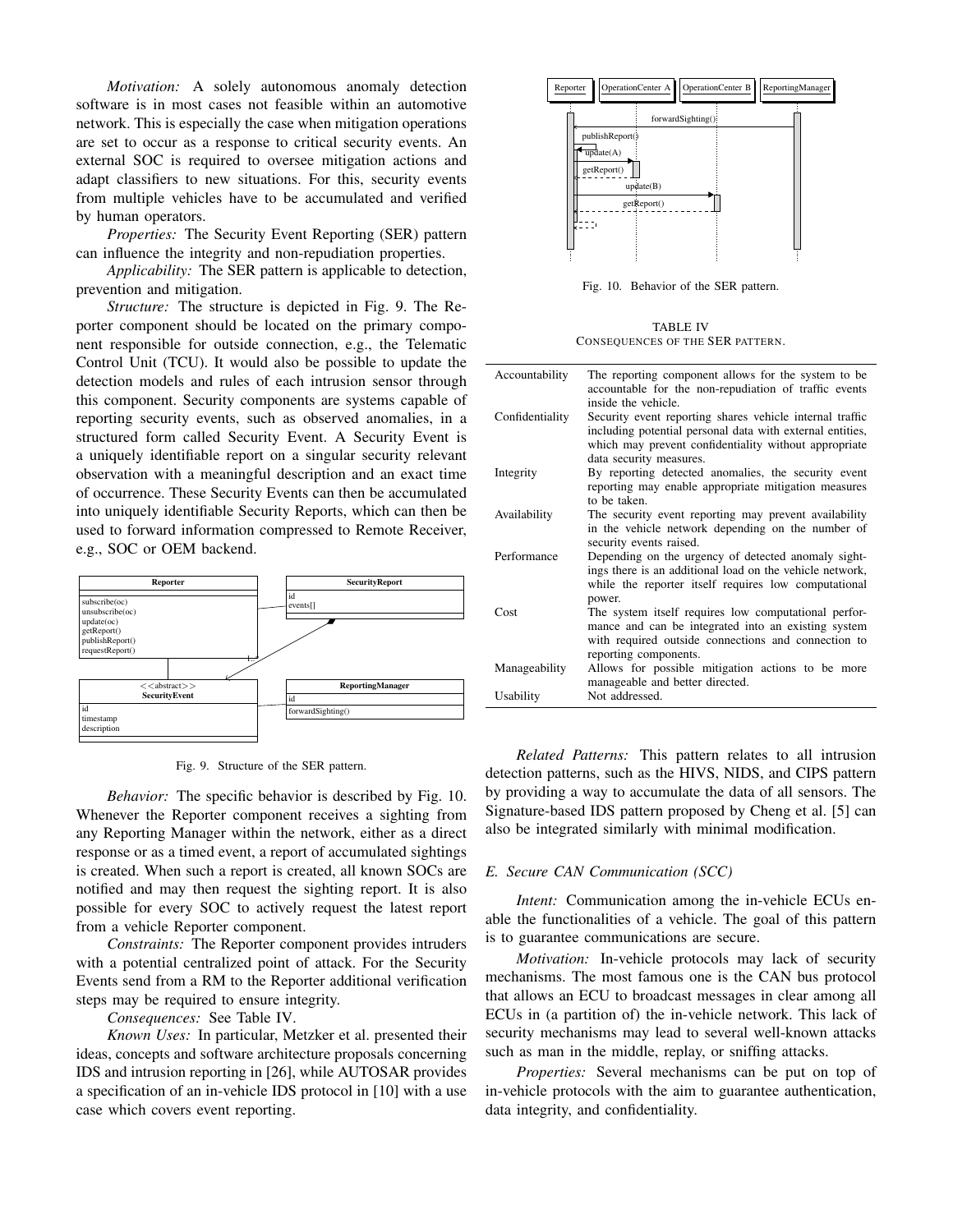*Motivation:* A solely autonomous anomaly detection software is in most cases not feasible within an automotive network. This is especially the case when mitigation operations are set to occur as a response to critical security events. An external SOC is required to oversee mitigation actions and adapt classifiers to new situations. For this, security events from multiple vehicles have to be accumulated and verified by human operators.

*Properties:* The Security Event Reporting (SER) pattern can influence the integrity and non-repudiation properties.

*Applicability:* The SER pattern is applicable to detection, prevention and mitigation.

*Structure:* The structure is depicted in Fig. 9. The Reporter component should be located on the primary component responsible for outside connection, e.g., the Telematic Control Unit (TCU). It would also be possible to update the detection models and rules of each intrusion sensor through this component. Security components are systems capable of reporting security events, such as observed anomalies, in a structured form called Security Event. A Security Event is a uniquely identifiable report on a singular security relevant observation with a meaningful description and an exact time of occurrence. These Security Events can then be accumulated into uniquely identifiable Security Reports, which can then be used to forward information compressed to Remote Receiver, e.g., SOC or OEM backend.

Fig. 9. Structure of the SER pattern.

*Behavior:* The specific behavior is described by Fig. 10. Whenever the Reporter component receives a sighting from any Reporting Manager within the network, either as a direct response or as a timed event, a report of accumulated sightings is created. When such a report is created, all known SOCs are notified and may then request the sighting report. It is also possible for every SOC to actively request the latest report from a vehicle Reporter component.

*Constraints:* The Reporter component provides intruders with a potential centralized point of attack. For the Security Events send from a RM to the Reporter additional verification steps may be required to ensure integrity.

*Consequences:* See Table IV.

*Known Uses:* In particular, Metzker et al. presented their ideas, concepts and software architecture proposals concerning IDS and intrusion reporting in [26], while AUTOSAR provides a specification of an in-vehicle IDS protocol in [10] with a use case which covers event reporting.

Fig. 10. Behavior of the SER pattern.

TABLE IV
CONSEQUENCES OF THE SER PATTERN.

| | |
|---|---|
| Accountability | The reporting component allows for the system to be accountable for the non-repudiation of traffic events inside the vehicle. |
| Confidentiality | Security event reporting shares vehicle internal traffic including potential personal data with external entities, which may prevent confidentiality without appropriate data security measures. |
| Integrity | By reporting detected anomalies, the security event reporting may enable appropriate mitigation measures to be taken. |
| Availability | The security event reporting may prevent availability in the vehicle network depending on the number of security events raised. |
| Performance | Depending on the urgency of detected anomaly sightings there is an additional load on the vehicle network, while the reporter itself requires low computational power. |
| Cost | The system itself requires low computational performance and can be integrated into an existing system with required outside connections and connection to reporting components. |
| Manageability | Allows for possible mitigation actions to be more manageable and better directed. |
| Usability | Not addressed. |

*Related Patterns:* This pattern relates to all intrusion detection patterns, such as the HIVS, NIDS, and CIPS pattern by providing a way to accumulate the data of all sensors. The Signature-based IDS pattern proposed by Cheng et al. [5] can also be integrated similarly with minimal modification.

### E. Secure CAN Communication (SCC)

*Intent:* Communication among the in-vehicle ECUs enable the functionalities of a vehicle. The goal of this pattern is to guarantee communications are secure.

*Motivation:* In-vehicle protocols may lack of security mechanisms. The most famous one is the CAN bus protocol that allows an ECU to broadcast messages in clear among all ECUs in (a partition of) the in-vehicle network. This lack of security mechanisms may lead to several well-known attacks such as man in the middle, replay, or sniffing attacks.

*Properties:* Several mechanisms can be put on top of in-vehicle protocols with the aim to guarantee authentication, data integrity, and confidentiality.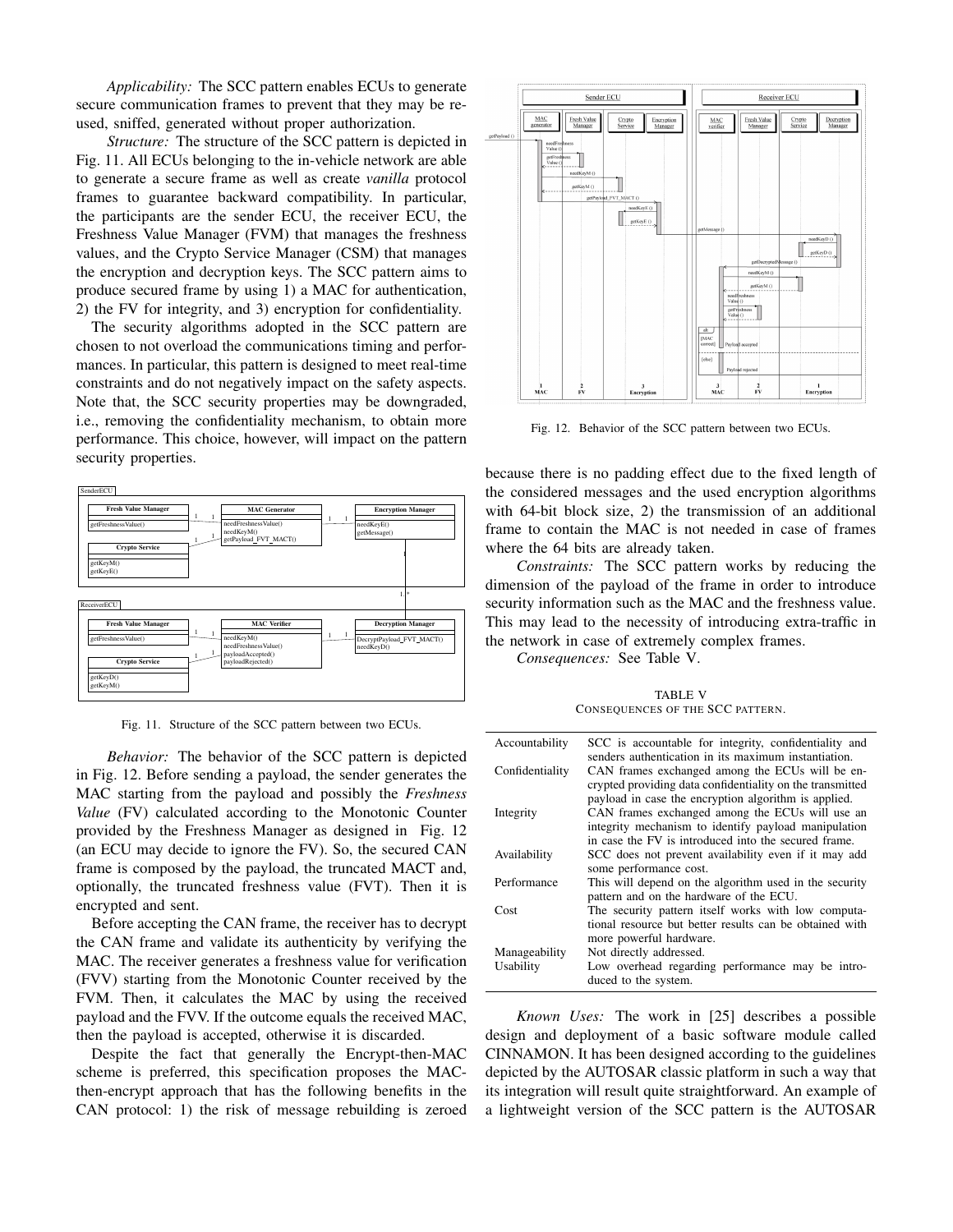*Applicability:* The SCC pattern enables ECUs to generate secure communication frames to prevent that they may be re-used, sniffed, generated without proper authorization.

*Structure:* The structure of the SCC pattern is depicted in Fig. 11. All ECUs belonging to the in-vehicle network are able to generate a secure frame as well as create *vanilla* protocol frames to guarantee backward compatibility. In particular, the participants are the sender ECU, the receiver ECU, the Freshness Value Manager (FVM) that manages the freshness values, and the Crypto Service Manager (CSM) that manages the encryption and decryption keys. The SCC pattern aims to produce secured frame by using 1) a MAC for authentication, 2) the FV for integrity, and 3) encryption for confidentiality.

The security algorithms adopted in the SCC pattern are chosen to not overload the communications timing and performances. In particular, this pattern is designed to meet real-time constraints and do not negatively impact on the safety aspects. Note that, the SCC security properties may be downgraded, i.e., removing the confidentiality mechanism, to obtain more performance. This choice, however, will impact on the pattern security properties.

Fig. 11. Structure of the SCC pattern between two ECUs.

*Behavior:* The behavior of the SCC pattern is depicted in Fig. 12. Before sending a payload, the sender generates the MAC starting from the payload and possibly the *Freshness Value* (FV) calculated according to the Monotonic Counter provided by the Freshness Manager as designed in Fig. 12 (an ECU may decide to ignore the FV). So, the secured CAN frame is composed by the payload, the truncated MACT and, optionally, the truncated freshness value (FVT). Then it is encrypted and sent.

Before accepting the CAN frame, the receiver has to decrypt the CAN frame and validate its authenticity by verifying the MAC. The receiver generates a freshness value for verification (FVV) starting from the Monotonic Counter received by the FVM. Then, it calculates the MAC by using the received payload and the FVV. If the outcome equals the received MAC, then the payload is accepted, otherwise it is discarded.

Despite the fact that generally the Encrypt-then-MAC scheme is preferred, this specification proposes the MAC-then-encrypt approach that has the following benefits in the CAN protocol: 1) the risk of message rebuilding is zeroed because there is no padding effect due to the fixed length of the considered messages and the used encryption algorithms with 64-bit block size, 2) the transmission of an additional frame to contain the MAC is not needed in case of frames where the 64 bits are already taken.

Fig. 12. Behavior of the SCC pattern between two ECUs.

*Constraints:* The SCC pattern works by reducing the dimension of the payload of the frame in order to introduce security information such as the MAC and the freshness value. This may lead to the necessity of introducing extra-traffic in the network in case of extremely complex frames.

*Consequences:* See Table V.

TABLE V
CONSEQUENCES OF THE SCC PATTERN.

| | |
|---|---|
| Accountability | SCC is accountable for integrity, confidentiality and senders authentication in its maximum instantiation. |
| Confidentiality | CAN frames exchanged among the ECUs will be encrypted providing data confidentiality on the transmitted payload in case the encryption algorithm is applied. |
| Integrity | CAN frames exchanged among the ECUs will use an integrity mechanism to identify payload manipulation in case the FV is introduced into the secured frame. |
| Availability | SCC does not prevent availability even if it may add some performance cost. |
| Performance | This will depend on the algorithm used in the security pattern and on the hardware of the ECU. |
| Cost | The security pattern itself works with low computational resource but better results can be obtained with more powerful hardware. |
| Manageability | Not directly addressed. |
| Usability | Low overhead regarding performance may be introduced to the system. |

*Known Uses:* The work in [25] describes a possible design and deployment of a basic software module called CINNAMON. It has been designed according to the guidelines depicted by the AUTOSAR classic platform in such a way that its integration will result quite straightforward. An example of a lightweight version of the SCC pattern is the AUTOSAR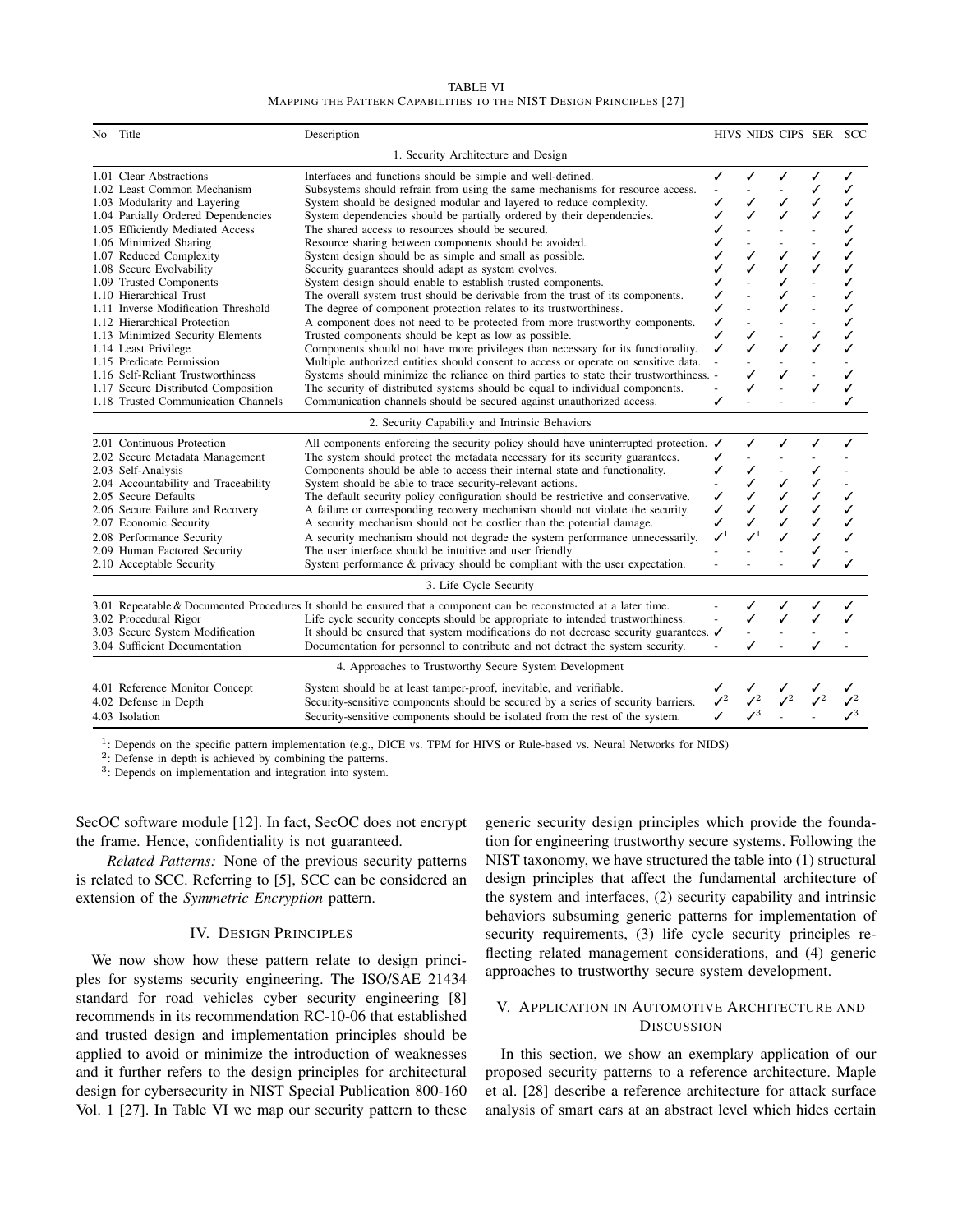TABLE VI
MAPPING THE PATTERN CAPABILITIES TO THE NIST DESIGN PRINCIPLES [27]

| No | Title | Description | HIVS | NIDS | CIPS | SER | SCC |
|---|---|---|---|---|---|---|---|
| | | 1. Security Architecture and Design | | | | | |
| 1.01 | Clear Abstractions | Interfaces and functions should be simple and well-defined. | ✓ | ✓ | ✓ | ✓ | ✓ |
| 1.02 | Least Common Mechanism | Subsystems should refrain from using the same mechanisms for resource access. | - | - | - | ✓ | ✓ |
| 1.03 | Modularity and Layering | System should be designed modular and layered to reduce complexity. | ✓ | ✓ | ✓ | ✓ | ✓ |
| 1.04 | Partially Ordered Dependencies | System dependencies should be partially ordered by their dependencies. | ✓ | ✓ | ✓ | ✓ | ✓ |
| 1.05 | Efficiently Mediated Access | The shared access to resources should be secured. | ✓ | - | - | - | ✓ |
| 1.06 | Minimized Sharing | Resource sharing between components should be avoided. | ✓ | - | - | - | ✓ |
| 1.07 | Reduced Complexity | System design should be as simple and small as possible. | ✓ | ✓ | ✓ | ✓ | ✓ |
| 1.08 | Secure Evolvability | Security guarantees should adapt as system evolves. | ✓ | ✓ | ✓ | ✓ | ✓ |
| 1.09 | Trusted Components | System design should enable to establish trusted components. | ✓ | - | ✓ | - | ✓ |
| 1.10 | Hierarchical Trust | The overall system trust should be derivable from the trust of its components. | ✓ | - | ✓ | - | ✓ |
| 1.11 | Inverse Modification Threshold | The degree of component protection relates to its trustworthiness. | ✓ | - | ✓ | - | ✓ |
| 1.12 | Hierarchical Protection | A component does not need to be protected from more trustworthy components. | ✓ | - | - | - | ✓ |
| 1.13 | Minimized Security Elements | Trusted components should be kept as low as possible. | ✓ | ✓ | - | ✓ | ✓ |
| 1.14 | Least Privilege | Components should not have more privileges than necessary for its functionality. | ✓ | ✓ | ✓ | ✓ | ✓ |
| 1.15 | Predicate Permission | Multiple authorized entities should consent to access or operate on sensitive data. | - | - | - | - | - |
| 1.16 | Self-Reliant Trustworthiness | Systems should minimize the reliance on third parties to state their trustworthiness. | - | ✓ | ✓ | - | ✓ |
| 1.17 | Secure Distributed Composition | The security of distributed systems should be equal to individual components. | - | ✓ | - | ✓ | ✓ |
| 1.18 | Trusted Communication Channels | Communication channels should be secured against unauthorized access. | ✓ | - | - | - | ✓ |
| | | 2. Security Capability and Intrinsic Behaviors | | | | | |
| 2.01 | Continuous Protection | All components enforcing the security policy should have uninterrupted protection. | ✓ | ✓ | ✓ | ✓ | ✓ |
| 2.02 | Secure Metadata Management | The system should protect the metadata necessary for its security guarantees. | ✓ | - | - | - | - |
| 2.03 | Self-Analysis | Components should be able to access their internal state and functionality. | ✓ | ✓ | - | ✓ | - |
| 2.04 | Accountability and Traceability | System should be able to trace security-relevant actions. | - | ✓ | ✓ | ✓ | - |
| 2.05 | Secure Defaults | The default security policy configuration should be restrictive and conservative. | ✓ | ✓ | ✓ | ✓ | ✓ |
| 2.06 | Secure Failure and Recovery | A failure or corresponding recovery mechanism should not violate the security. | ✓ | ✓ | ✓ | ✓ | ✓ |
| 2.07 | Economic Security | A security mechanism should not be costlier than the potential damage. | ✓ | ✓ | ✓ | ✓ | ✓ |
| 2.08 | Performance Security | A security mechanism should not degrade the system performance unnecessarily. | ✓[1] | ✓[1] | ✓ | ✓ | ✓ |
| 2.09 | Human Factored Security | The user interface should be intuitive and user friendly. | - | - | - | ✓ | - |
| 2.10 | Acceptable Security | System performance & privacy should be compliant with the user expectation. | - | - | - | ✓ | ✓ |
| | | 3. Life Cycle Security | | | | | |
| 3.01 | Repeatable & Documented Procedures | It should be ensured that a component can be reconstructed at a later time. | - | ✓ | ✓ | ✓ | ✓ |
| 3.02 | Procedural Rigor | Life cycle security concepts should be appropriate to intended trustworthiness. | - | ✓ | ✓ | ✓ | ✓ |
| 3.03 | Secure System Modification | It should be ensured that system modifications do not decrease security guarantees. | ✓ | - | - | - | - |
| 3.04 | Sufficient Documentation | Documentation for personnel to contribute and not detract the system security. | - | ✓ | - | ✓ | - |
| | | 4. Approaches to Trustworthy Secure System Development | | | | | |
| 4.01 | Reference Monitor Concept | System should be at least tamper-proof, inevitable, and verifiable. | ✓ | ✓ | ✓ | ✓ | ✓ |
| 4.02 | Defense in Depth | Security-sensitive components should be secured by a series of security barriers. | ✓[2] | ✓[2] | ✓[2] | ✓[2] | ✓[2] |
| 4.03 | Isolation | Security-sensitive components should be isolated from the rest of the system. | ✓ | ✓[3] | - | - | ✓[3] |

[1]: Depends on the specific pattern implementation (e.g., DICE vs. TPM for HIVS or Rule-based vs. Neural Networks for NIDS)
[2]: Defense in depth is achieved by combining the patterns.
[3]: Depends on implementation and integration into system.

SecOC software module [12]. In fact, SecOC does not encrypt the frame. Hence, confidentiality is not guaranteed.

*Related Patterns:* None of the previous security patterns is related to SCC. Referring to [5], SCC can be considered an extension of the *Symmetric Encryption* pattern.

## IV. Design Principles

We now show how these pattern relate to design principles for systems security engineering. The ISO/SAE 21434 standard for road vehicles cyber security engineering [8] recommends in its recommendation RC-10-06 that established and trusted design and implementation principles should be applied to avoid or minimize the introduction of weaknesses and it further refers to the design principles for architectural design for cybersecurity in NIST Special Publication 800-160 Vol. 1 [27]. In Table VI we map our security pattern to these generic security design principles which provide the foundation for engineering trustworthy secure systems. Following the NIST taxonomy, we have structured the table into (1) structural design principles that affect the fundamental architecture of the system and interfaces, (2) security capability and intrinsic behaviors subsuming generic patterns for implementation of security requirements, (3) life cycle security principles reflecting related management considerations, and (4) generic approaches to trustworthy secure system development.

## V. Application in Automotive Architecture and Discussion

In this section, we show an exemplary application of our proposed security patterns to a reference architecture. Maple et al. [28] describe a reference architecture for attack surface analysis of smart cars at an abstract level which hides certain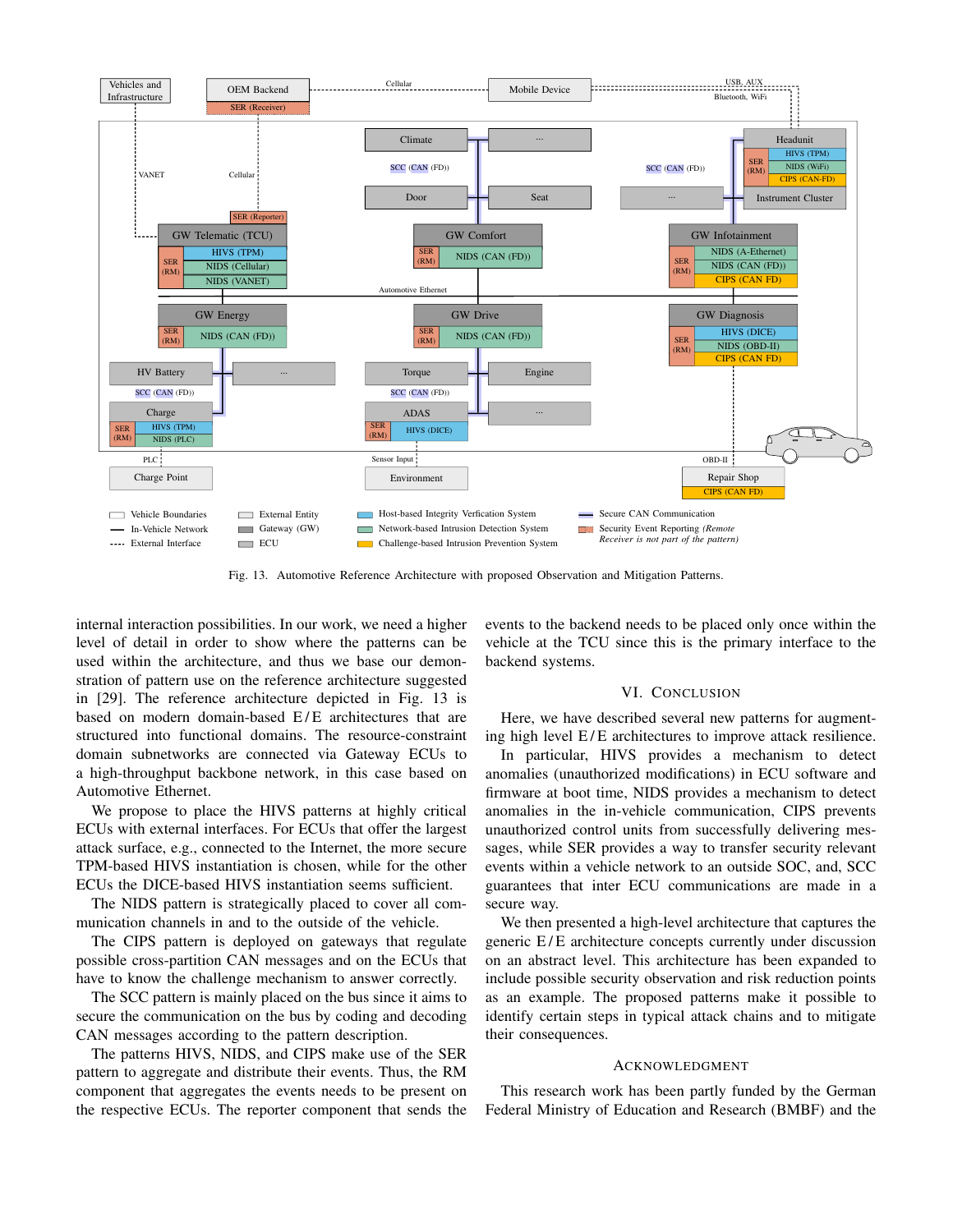Fig. 13. Automotive Reference Architecture with proposed Observation and Mitigation Patterns.

internal interaction possibilities. In our work, we need a higher level of detail in order to show where the patterns can be used within the architecture, and thus we base our demonstration of pattern use on the reference architecture suggested in [29]. The reference architecture depicted in Fig. 13 is based on modern domain-based E/E architectures that are structured into functional domains. The resource-constraint domain subnetworks are connected via Gateway ECUs to a high-throughput backbone network, in this case based on Automotive Ethernet.

We propose to place the HIVS patterns at highly critical ECUs with external interfaces. For ECUs that offer the largest attack surface, e.g., connected to the Internet, the more secure TPM-based HIVS instantiation is chosen, while for the other ECUs the DICE-based HIVS instantiation seems sufficient.

The NIDS pattern is strategically placed to cover all communication channels in and to the outside of the vehicle.

The CIPS pattern is deployed on gateways that regulate possible cross-partition CAN messages and on the ECUs that have to know the challenge mechanism to answer correctly.

The SCC pattern is mainly placed on the bus since it aims to secure the communication on the bus by coding and decoding CAN messages according to the pattern description.

The patterns HIVS, NIDS, and CIPS make use of the SER pattern to aggregate and distribute their events. Thus, the RM component that aggregates the events needs to be present on the respective ECUs. The reporter component that sends the events to the backend needs to be placed only once within the vehicle at the TCU since this is the primary interface to the backend systems.

## VI. Conclusion

Here, we have described several new patterns for augmenting high level E/E architectures to improve attack resilience.

In particular, HIVS provides a mechanism to detect anomalies (unauthorized modifications) in ECU software and firmware at boot time, NIDS provides a mechanism to detect anomalies in the in-vehicle communication, CIPS prevents unauthorized control units from successfully delivering messages, while SER provides a way to transfer security relevant events within a vehicle network to an outside SOC, and, SCC guarantees that inter ECU communications are made in a secure way.

We then presented a high-level architecture that captures the generic E/E architecture concepts currently under discussion on an abstract level. This architecture has been expanded to include possible security observation and risk reduction points as an example. The proposed patterns make it possible to identify certain steps in typical attack chains and to mitigate their consequences.

## Acknowledgment

This research work has been partly funded by the German Federal Ministry of Education and Research (BMBF) and the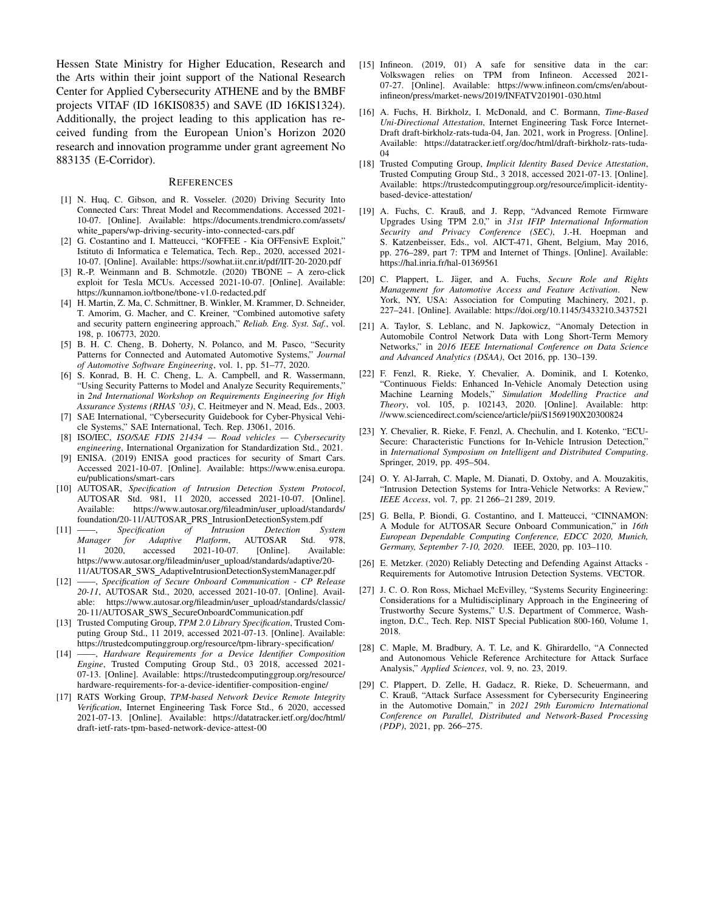Hessen State Ministry for Higher Education, Research and the Arts within their joint support of the National Research Center for Applied Cybersecurity ATHENE and by the BMBF projects VITAF (ID 16KIS0835) and SAVE (ID 16KIS1324). Additionally, the project leading to this application has received funding from the European Union's Horizon 2020 research and innovation programme under grant agreement No 883135 (E-Corridor).

## REFERENCES

[1] N. Huq, C. Gibson, and R. Vosseler. (2020) Driving Security Into Connected Cars: Threat Model and Recommendations. Accessed 2021-10-07. [Online]. Available: https://documents.trendmicro.com/assets/white_papers/wp-driving-security-into-connected-cars.pdf

[2] G. Costantino and I. Matteucci, "KOFFEE - Kia OFFensivE Exploit," Istituto di Informatica e Telematica, Tech. Rep., 2020, accessed 2021-10-07. [Online]. Available: https://sowhat.iit.cnr.it/pdf/IIT-20-2020.pdf

[3] R.-P. Weinmann and B. Schmotzle. (2020) TBONE – A zero-click exploit for Tesla MCUs. Accessed 2021-10-07. [Online]. Available: https://kunnamon.io/tbone/tbone-v1.0-redacted.pdf

[4] H. Martin, Z. Ma, C. Schmittner, B. Winkler, M. Krammer, D. Schneider, T. Amorim, G. Macher, and C. Kreiner, "Combined automotive safety and security pattern engineering approach," *Reliab. Eng. Syst. Saf.*, vol. 198, p. 106773, 2020.

[5] B. H. C. Cheng, B. Doherty, N. Polanco, and M. Pasco, "Security Patterns for Connected and Automated Automotive Systems," *Journal of Automotive Software Engineering*, vol. 1, pp. 51–77, 2020.

[6] S. Konrad, B. H. C. Cheng, L. A. Campbell, and R. Wassermann, "Using Security Patterns to Model and Analyze Security Requirements," in *2nd International Workshop on Requirements Engineering for High Assurance Systems (RHAS '03)*, C. Heitmeyer and N. Mead, Eds., 2003.

[7] SAE International, "Cybersecurity Guidebook for Cyber-Physical Vehicle Systems," SAE International, Tech. Rep. J3061, 2016.

[8] ISO/IEC, *ISO/SAE FDIS 21434 — Road vehicles — Cybersecurity engineering*, International Organization for Standardization Std., 2021.

[9] ENISA. (2019) ENISA good practices for security of Smart Cars. Accessed 2021-10-07. [Online]. Available: https://www.enisa.europa.eu/publications/smart-cars

[10] AUTOSAR, *Specification of Intrusion Detection System Protocol*, AUTOSAR Std. 981, 11 2020, accessed 2021-10-07. [Online]. Available: https://www.autosar.org/fileadmin/user_upload/standards/foundation/20-11/AUTOSAR_PRS_IntrusionDetectionSystem.pdf

[11] ——, *Specification of Intrusion Detection System Manager for Adaptive Platform*, AUTOSAR Std. 978, 11 2020, accessed 2021-10-07. [Online]. Available: https://www.autosar.org/fileadmin/user_upload/standards/adaptive/20-11/AUTOSAR_SWS_AdaptiveIntrusionDetectionSystemManager.pdf

[12] ——, *Specification of Secure Onboard Communication - CP Release 20-11*, AUTOSAR Std., 2020, accessed 2021-10-07. [Online]. Available: https://www.autosar.org/fileadmin/user_upload/standards/classic/20-11/AUTOSAR_SWS_SecureOnboardCommunication.pdf

[13] Trusted Computing Group, *TPM 2.0 Library Specification*, Trusted Computing Group Std., 11 2019, accessed 2021-07-13. [Online]. Available: https://trustedcomputinggroup.org/resource/tpm-library-specification/

[14] ——, *Hardware Requirements for a Device Identifier Composition Engine*, Trusted Computing Group Std., 03 2018, accessed 2021-07-13. [Online]. Available: https://trustedcomputinggroup.org/resource/hardware-requirements-for-a-device-identifier-composition-engine/

[15] Infineon. (2019, 01) A safe for sensitive data in the car: Volkswagen relies on TPM from Infineon. Accessed 2021-07-27. [Online]. Available: https://www.infineon.com/cms/en/about-infineon/press/market-news/2019/INFATV201901-030.html

[16] A. Fuchs, H. Birkholz, I. McDonald, and C. Bormann, *Time-Based Uni-Directional Attestation*, Internet Engineering Task Force Internet-Draft draft-birkholz-rats-tuda-04, Jan. 2021, work in Progress. [Online]. Available: https://datatracker.ietf.org/doc/html/draft-birkholz-rats-tuda-04

[17] RATS Working Group, *TPM-based Network Device Remote Integrity Verification*, Internet Engineering Task Force Std., 6 2020, accessed 2021-07-13. [Online]. Available: https://datatracker.ietf.org/doc/html/draft-ietf-rats-tpm-based-network-device-attest-00

[18] Trusted Computing Group, *Implicit Identity Based Device Attestation*, Trusted Computing Group Std., 3 2018, accessed 2021-07-13. [Online]. Available: https://trustedcomputinggroup.org/resource/implicit-identity-based-device-attestation/

[19] A. Fuchs, C. Krauß, and J. Repp, "Advanced Remote Firmware Upgrades Using TPM 2.0," in *31st IFIP International Information Security and Privacy Conference (SEC)*, J.-H. Hoepman and S. Katzenbeisser, Eds., vol. AICT-471, Ghent, Belgium, May 2016, pp. 276–289, part 7: TPM and Internet of Things. [Online]. Available: https://hal.inria.fr/hal-01369561

[20] C. Plappert, L. Jäger, and A. Fuchs, *Secure Role and Rights Management for Automotive Access and Feature Activation*. New York, NY, USA: Association for Computing Machinery, 2021, p. 227–241. [Online]. Available: https://doi.org/10.1145/3433210.3437521

[21] A. Taylor, S. Leblanc, and N. Japkowicz, "Anomaly Detection in Automobile Control Network Data with Long Short-Term Memory Networks," in *2016 IEEE International Conference on Data Science and Advanced Analytics (DSAA)*, Oct 2016, pp. 130–139.

[22] F. Fenzl, R. Rieke, Y. Chevalier, A. Dominik, and I. Kotenko, "Continuous Fields: Enhanced In-Vehicle Anomaly Detection using Machine Learning Models," *Simulation Modelling Practice and Theory*, vol. 105, p. 102143, 2020. [Online]. Available: http://www.sciencedirect.com/science/article/pii/S1569190X20300824

[23] Y. Chevalier, R. Rieke, F. Fenzl, A. Chechulin, and I. Kotenko, "ECU-Secure: Characteristic Functions for In-Vehicle Intrusion Detection," in *International Symposium on Intelligent and Distributed Computing*. Springer, 2019, pp. 495–504.

[24] O. Y. Al-Jarrah, C. Maple, M. Dianati, D. Oxtoby, and A. Mouzakitis, "Intrusion Detection Systems for Intra-Vehicle Networks: A Review," *IEEE Access*, vol. 7, pp. 21 266–21 289, 2019.

[25] G. Bella, P. Biondi, G. Costantino, and I. Matteucci, "CINNAMON: A Module for AUTOSAR Secure Onboard Communication," in *16th European Dependable Computing Conference, EDCC 2020, Munich, Germany, September 7-10, 2020*. IEEE, 2020, pp. 103–110.

[26] E. Metzker. (2020) Reliably Detecting and Defending Against Attacks - Requirements for Automotive Intrusion Detection Systems. VECTOR.

[27] J. C. O. Ron Ross, Michael McEvilley, "Systems Security Engineering: Considerations for a Multidisciplinary Approach in the Engineering of Trustworthy Secure Systems," U.S. Department of Commerce, Washington, D.C., Tech. Rep. NIST Special Publication 800-160, Volume 1, 2018.

[28] C. Maple, M. Bradbury, A. T. Le, and K. Ghirardello, "A Connected and Autonomous Vehicle Reference Architecture for Attack Surface Analysis," *Applied Sciences*, vol. 9, no. 23, 2019.

[29] C. Plappert, D. Zelle, H. Gadacz, R. Rieke, D. Scheuermann, and C. Krauß, "Attack Surface Assessment for Cybersecurity Engineering in the Automotive Domain," in *2021 29th Euromicro International Conference on Parallel, Distributed and Network-Based Processing (PDP)*, 2021, pp. 266–275.